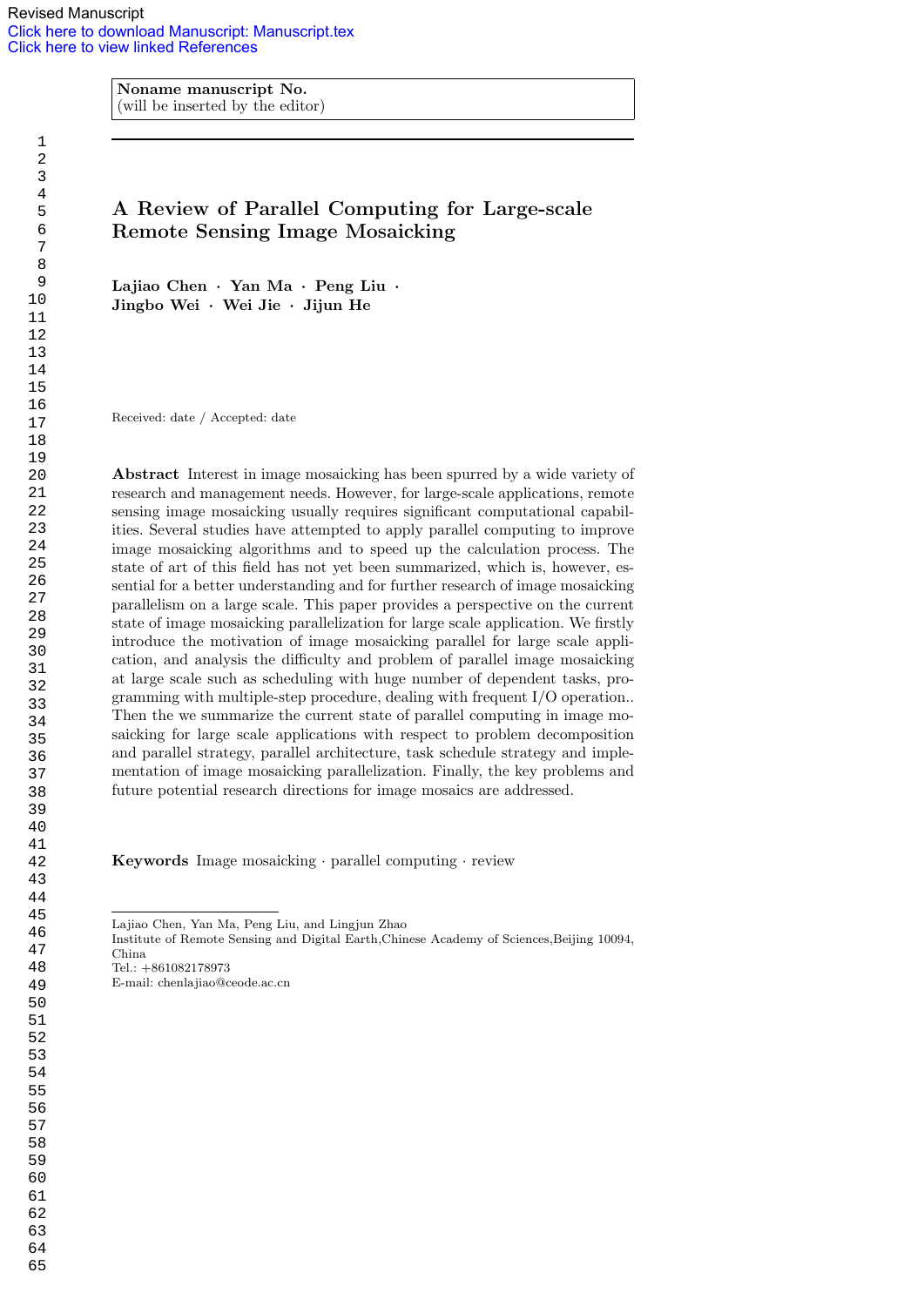Revised Manuscript
Click here to download Manuscript: Manuscript.tex
Click here to view linked References

**Noname manuscript No.**
(will be inserted by the editor)

# A Review of Parallel Computing for Large-scale Remote Sensing Image Mosaicking

**Lajiao Chen · Yan Ma · Peng Liu · Jingbo Wei · Wei Jie · Jijun He**

Received: date / Accepted: date

**Abstract** Interest in image mosaicking has been spurred by a wide variety of research and management needs. However, for large-scale applications, remote sensing image mosaicking usually requires significant computational capabilities. Several studies have attempted to apply parallel computing to improve image mosaicking algorithms and to speed up the calculation process. The state of art of this field has not yet been summarized, which is, however, essential for a better understanding and for further research of image mosaicking parallelism on a large scale. This paper provides a perspective on the current state of image mosaicking parallelization for large scale application. We firstly introduce the motivation of image mosaicking parallel for large scale application, and analysis the difficulty and problem of parallel image mosaicking at large scale such as scheduling with huge number of dependent tasks, programming with multiple-step procedure, dealing with frequent I/O operation.. Then the we summarize the current state of parallel computing in image mosaicking for large scale applications with respect to problem decomposition and parallel strategy, parallel architecture, task schedule strategy and implementation of image mosaicking parallelization. Finally, the key problems and future potential research directions for image mosaics are addressed.

**Keywords** Image mosaicking · parallel computing · review

---

Lajiao Chen, Yan Ma, Peng Liu, and Lingjun Zhao
Institute of Remote Sensing and Digital Earth,Chinese Academy of Sciences,Beijing 10094, China
Tel.: +861082178973
E-mail: chenlajiao@ceode.ac.cn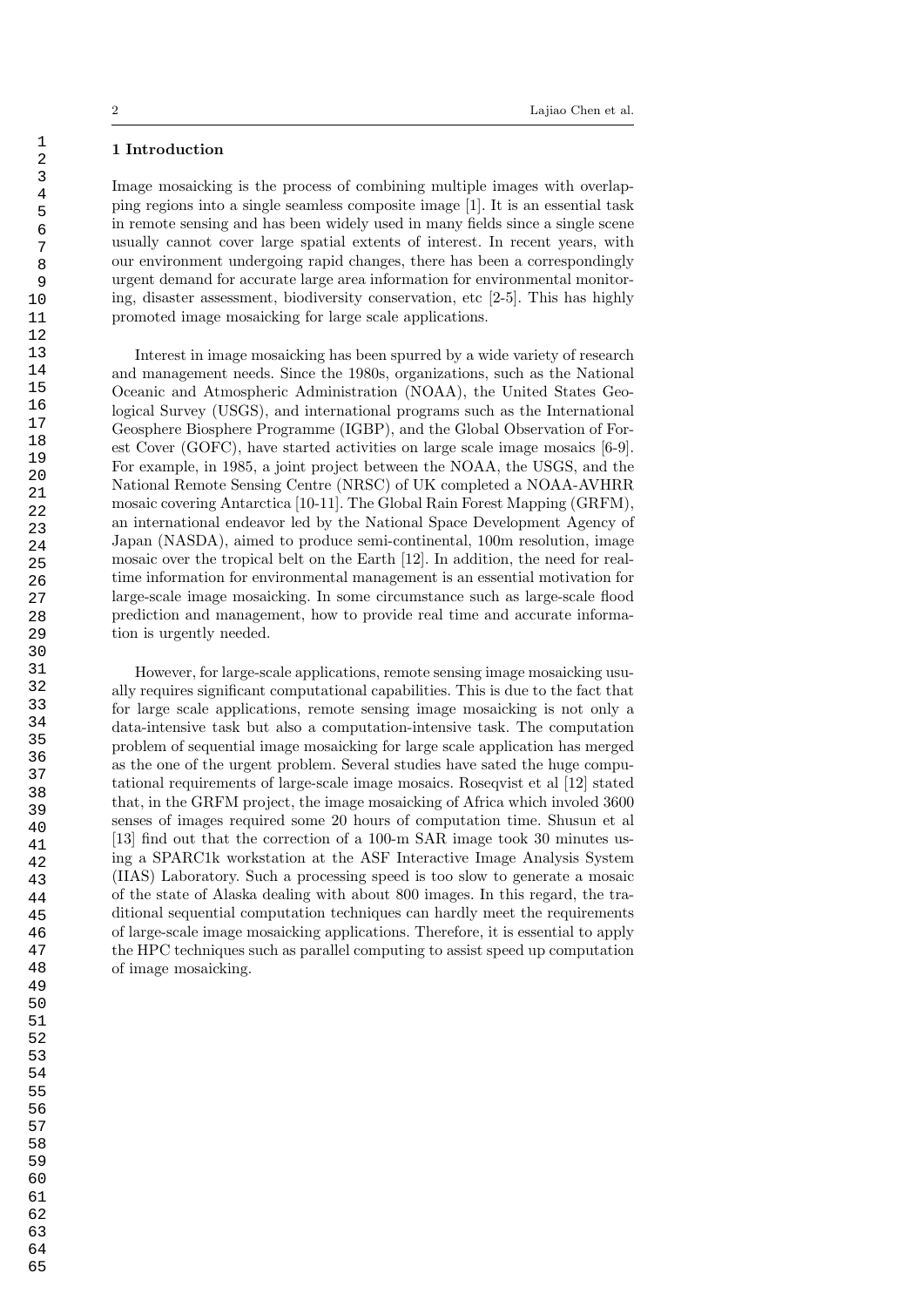## 1 Introduction

Image mosaicking is the process of combining multiple images with overlapping regions into a single seamless composite image [1]. It is an essential task in remote sensing and has been widely used in many fields since a single scene usually cannot cover large spatial extents of interest. In recent years, with our environment undergoing rapid changes, there has been a correspondingly urgent demand for accurate large area information for environmental monitoring, disaster assessment, biodiversity conservation, etc [2-5]. This has highly promoted image mosaicking for large scale applications.

Interest in image mosaicking has been spurred by a wide variety of research and management needs. Since the 1980s, organizations, such as the National Oceanic and Atmospheric Administration (NOAA), the United States Geological Survey (USGS), and international programs such as the International Geosphere Biosphere Programme (IGBP), and the Global Observation of Forest Cover (GOFC), have started activities on large scale image mosaics [6-9]. For example, in 1985, a joint project between the NOAA, the USGS, and the National Remote Sensing Centre (NRSC) of UK completed a NOAA-AVHRR mosaic covering Antarctica [10-11]. The Global Rain Forest Mapping (GRFM), an international endeavor led by the National Space Development Agency of Japan (NASDA), aimed to produce semi-continental, 100m resolution, image mosaic over the tropical belt on the Earth [12]. In addition, the need for real-time information for environmental management is an essential motivation for large-scale image mosaicking. In some circumstance such as large-scale flood prediction and management, how to provide real time and accurate information is urgently needed.

However, for large-scale applications, remote sensing image mosaicking usually requires significant computational capabilities. This is due to the fact that for large scale applications, remote sensing image mosaicking is not only a data-intensive task but also a computation-intensive task. The computation problem of sequential image mosaicking for large scale application has merged as the one of the urgent problem. Several studies have sated the huge computational requirements of large-scale image mosaics. Roseqvist et al [12] stated that, in the GRFM project, the image mosaicking of Africa which involed 3600 senses of images required some 20 hours of computation time. Shusun et al [13] find out that the correction of a 100-m SAR image took 30 minutes using a SPARC1k workstation at the ASF Interactive Image Analysis System (IIAS) Laboratory. Such a processing speed is too slow to generate a mosaic of the state of Alaska dealing with about 800 images. In this regard, the traditional sequential computation techniques can hardly meet the requirements of large-scale image mosaicking applications. Therefore, it is essential to apply the HPC techniques such as parallel computing to assist speed up computation of image mosaicking.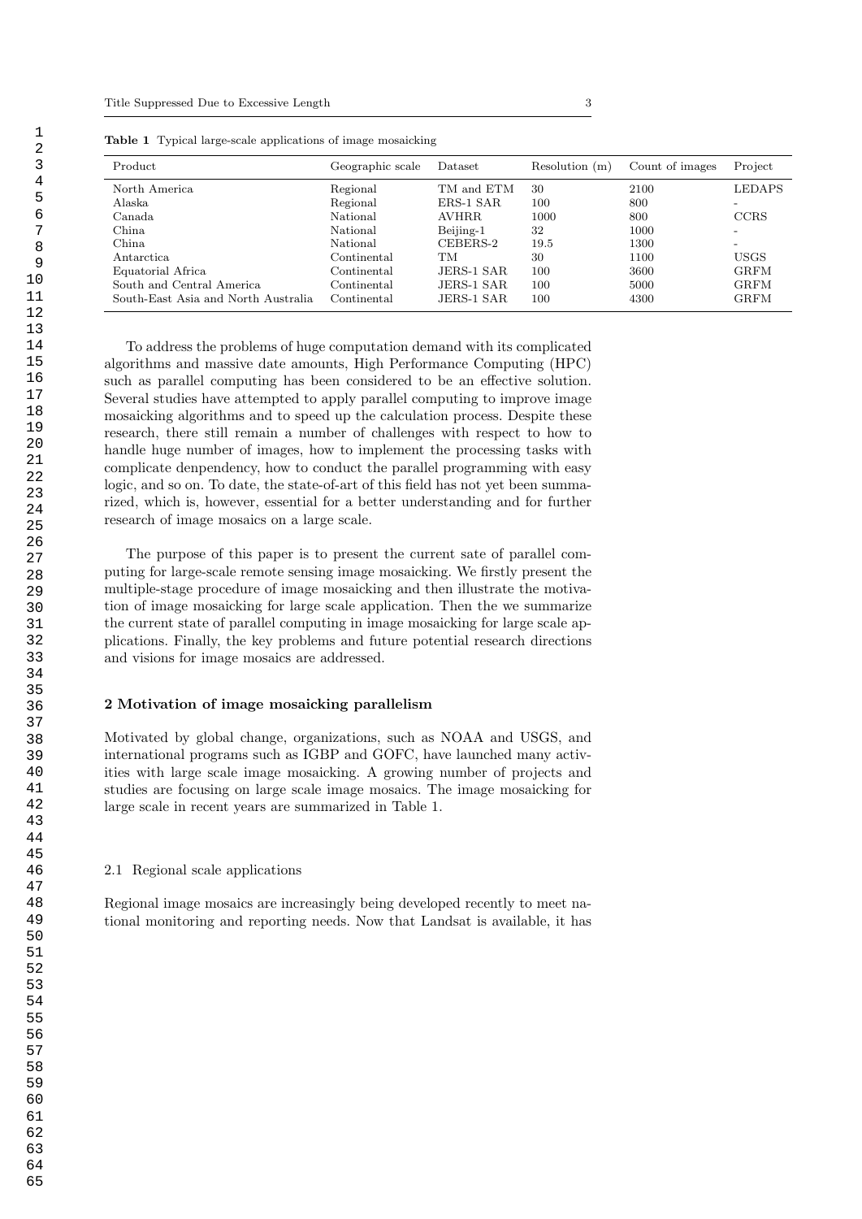**Table 1** Typical large-scale applications of image mosaicking

| Product | Geographic scale | Dataset | Resolution (m) | Count of images | Project |
|---|---|---|---|---|---|
| North America | Regional | TM and ETM | 30 | 2100 | LEDAPS |
| Alaska | Regional | ERS-1 SAR | 100 | 800 | - |
| Canada | National | AVHRR | 1000 | 800 | CCRS |
| China | National | Beijing-1 | 32 | 1000 | - |
| China | National | CEBERS-2 | 19.5 | 1300 | - |
| Antarctica | Continental | TM | 30 | 1100 | USGS |
| Equatorial Africa | Continental | JERS-1 SAR | 100 | 3600 | GRFM |
| South and Central America | Continental | JERS-1 SAR | 100 | 5000 | GRFM |
| South-East Asia and North Australia | Continental | JERS-1 SAR | 100 | 4300 | GRFM |

To address the problems of huge computation demand with its complicated algorithms and massive date amounts, High Performance Computing (HPC) such as parallel computing has been considered to be an effective solution. Several studies have attempted to apply parallel computing to improve image mosaicking algorithms and to speed up the calculation process. Despite these research, there still remain a number of challenges with respect to how to handle huge number of images, how to implement the processing tasks with complicate denpendency, how to conduct the parallel programming with easy logic, and so on. To date, the state-of-art of this field has not yet been summarized, which is, however, essential for a better understanding and for further research of image mosaics on a large scale.

The purpose of this paper is to present the current sate of parallel computing for large-scale remote sensing image mosaicking. We firstly present the multiple-stage procedure of image mosaicking and then illustrate the motivation of image mosaicking for large scale application. Then the we summarize the current state of parallel computing in image mosaicking for large scale applications. Finally, the key problems and future potential research directions and visions for image mosaics are addressed.

## 2 Motivation of image mosaicking parallelism

Motivated by global change, organizations, such as NOAA and USGS, and international programs such as IGBP and GOFC, have launched many activities with large scale image mosaicking. A growing number of projects and studies are focusing on large scale image mosaics. The image mosaicking for large scale in recent years are summarized in Table 1.

### 2.1 Regional scale applications

Regional image mosaics are increasingly being developed recently to meet national monitoring and reporting needs. Now that Landsat is available, it has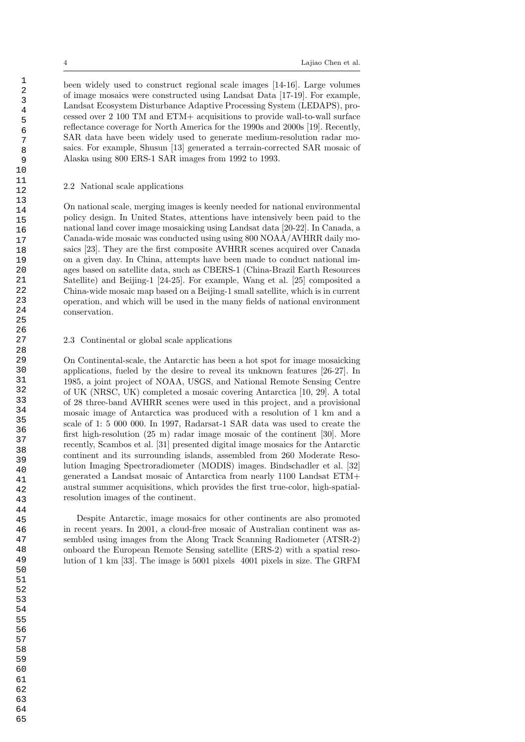been widely used to construct regional scale images [14-16]. Large volumes of image mosaics were constructed using Landsat Data [17-19]. For example, Landsat Ecosystem Disturbance Adaptive Processing System (LEDAPS), processed over 2 100 TM and ETM+ acquisitions to provide wall-to-wall surface reflectance coverage for North America for the 1990s and 2000s [19]. Recently, SAR data have been widely used to generate medium-resolution radar mosaics. For example, Shusun [13] generated a terrain-corrected SAR mosaic of Alaska using 800 ERS-1 SAR images from 1992 to 1993.

### 2.2 National scale applications

On national scale, merging images is keenly needed for national environmental policy design. In United States, attentions have intensively been paid to the national land cover image mosaicking using Landsat data [20-22]. In Canada, a Canada-wide mosaic was conducted using using 800 NOAA/AVHRR daily mosaics [23]. They are the first composite AVHRR scenes acquired over Canada on a given day. In China, attempts have been made to conduct national images based on satellite data, such as CBERS-1 (China-Brazil Earth Resources Satellite) and Beijing-1 [24-25]. For example, Wang et al. [25] composited a China-wide mosaic map based on a Beijing-1 small satellite, which is in current operation, and which will be used in the many fields of national environment conservation.

### 2.3 Continental or global scale applications

On Continental-scale, the Antarctic has been a hot spot for image mosaicking applications, fueled by the desire to reveal its unknown features [26-27]. In 1985, a joint project of NOAA, USGS, and National Remote Sensing Centre of UK (NRSC, UK) completed a mosaic covering Antarctica [10, 29]. A total of 28 three-band AVHRR scenes were used in this project, and a provisional mosaic image of Antarctica was produced with a resolution of 1 km and a scale of 1: 5 000 000. In 1997, Radarsat-1 SAR data was used to create the first high-resolution (25 m) radar image mosaic of the continent [30]. More recently, Scambos et al. [31] presented digital image mosaics for the Antarctic continent and its surrounding islands, assembled from 260 Moderate Resolution Imaging Spectroradiometer (MODIS) images. Bindschadler et al. [32] generated a Landsat mosaic of Antarctica from nearly 1100 Landsat ETM+ austral summer acquisitions, which provides the first true-color, high-spatial-resolution images of the continent.

Despite Antarctic, image mosaics for other continents are also promoted in recent years. In 2001, a cloud-free mosaic of Australian continent was assembled using images from the Along Track Scanning Radiometer (ATSR-2) onboard the European Remote Sensing satellite (ERS-2) with a spatial resolution of 1 km [33]. The image is 5001 pixels  4001 pixels in size. The GRFM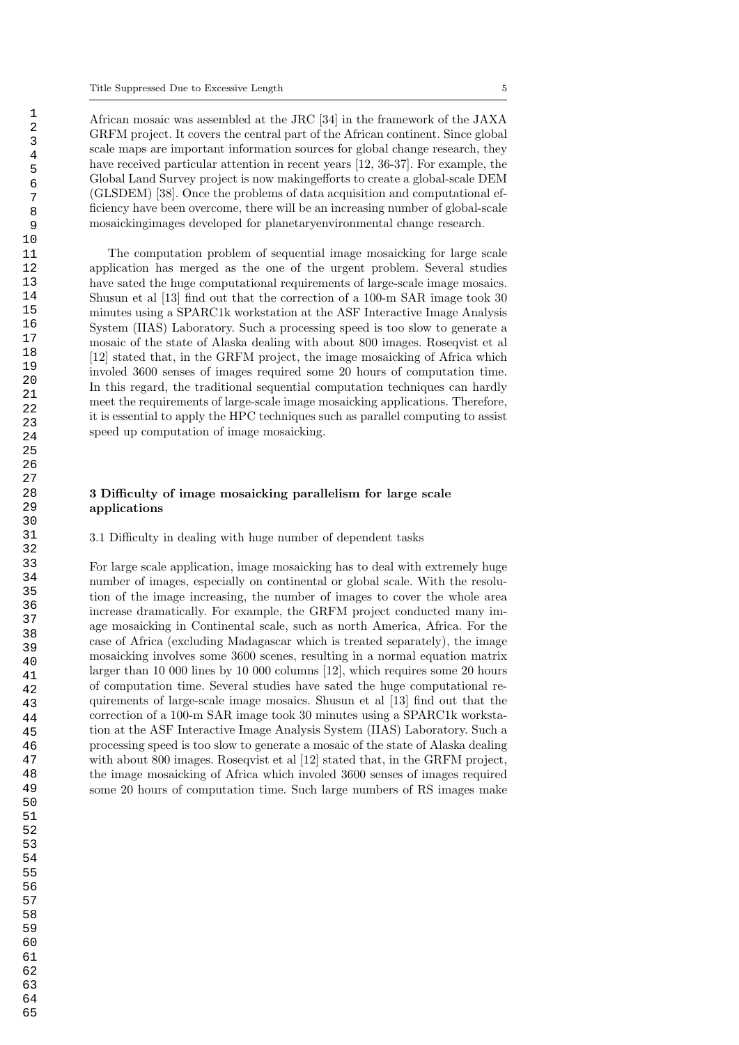African mosaic was assembled at the JRC [34] in the framework of the JAXA GRFM project. It covers the central part of the African continent. Since global scale maps are important information sources for global change research, they have received particular attention in recent years [12, 36-37]. For example, the Global Land Survey project is now makingefforts to create a global-scale DEM (GLSDEM) [38]. Once the problems of data acquisition and computational efficiency have been overcome, there will be an increasing number of global-scale mosaickingimages developed for planetaryenvironmental change research.

The computation problem of sequential image mosaicking for large scale application has merged as the one of the urgent problem. Several studies have sated the huge computational requirements of large-scale image mosaics. Shusun et al [13] find out that the correction of a 100-m SAR image took 30 minutes using a SPARC1k workstation at the ASF Interactive Image Analysis System (IIAS) Laboratory. Such a processing speed is too slow to generate a mosaic of the state of Alaska dealing with about 800 images. Roseqvist et al [12] stated that, in the GRFM project, the image mosaicking of Africa which involed 3600 senses of images required some 20 hours of computation time. In this regard, the traditional sequential computation techniques can hardly meet the requirements of large-scale image mosaicking applications. Therefore, it is essential to apply the HPC techniques such as parallel computing to assist speed up computation of image mosaicking.

## 3 Difficulty of image mosaicking parallelism for large scale applications

### 3.1 Difficulty in dealing with huge number of dependent tasks

For large scale application, image mosaicking has to deal with extremely huge number of images, especially on continental or global scale. With the resolution of the image increasing, the number of images to cover the whole area increase dramatically. For example, the GRFM project conducted many image mosaicking in Continental scale, such as north America, Africa. For the case of Africa (excluding Madagascar which is treated separately), the image mosaicking involves some 3600 scenes, resulting in a normal equation matrix larger than 10 000 lines by 10 000 columns [12], which requires some 20 hours of computation time. Several studies have sated the huge computational requirements of large-scale image mosaics. Shusun et al [13] find out that the correction of a 100-m SAR image took 30 minutes using a SPARC1k workstation at the ASF Interactive Image Analysis System (IIAS) Laboratory. Such a processing speed is too slow to generate a mosaic of the state of Alaska dealing with about 800 images. Roseqvist et al [12] stated that, in the GRFM project, the image mosaicking of Africa which involed 3600 senses of images required some 20 hours of computation time. Such large numbers of RS images make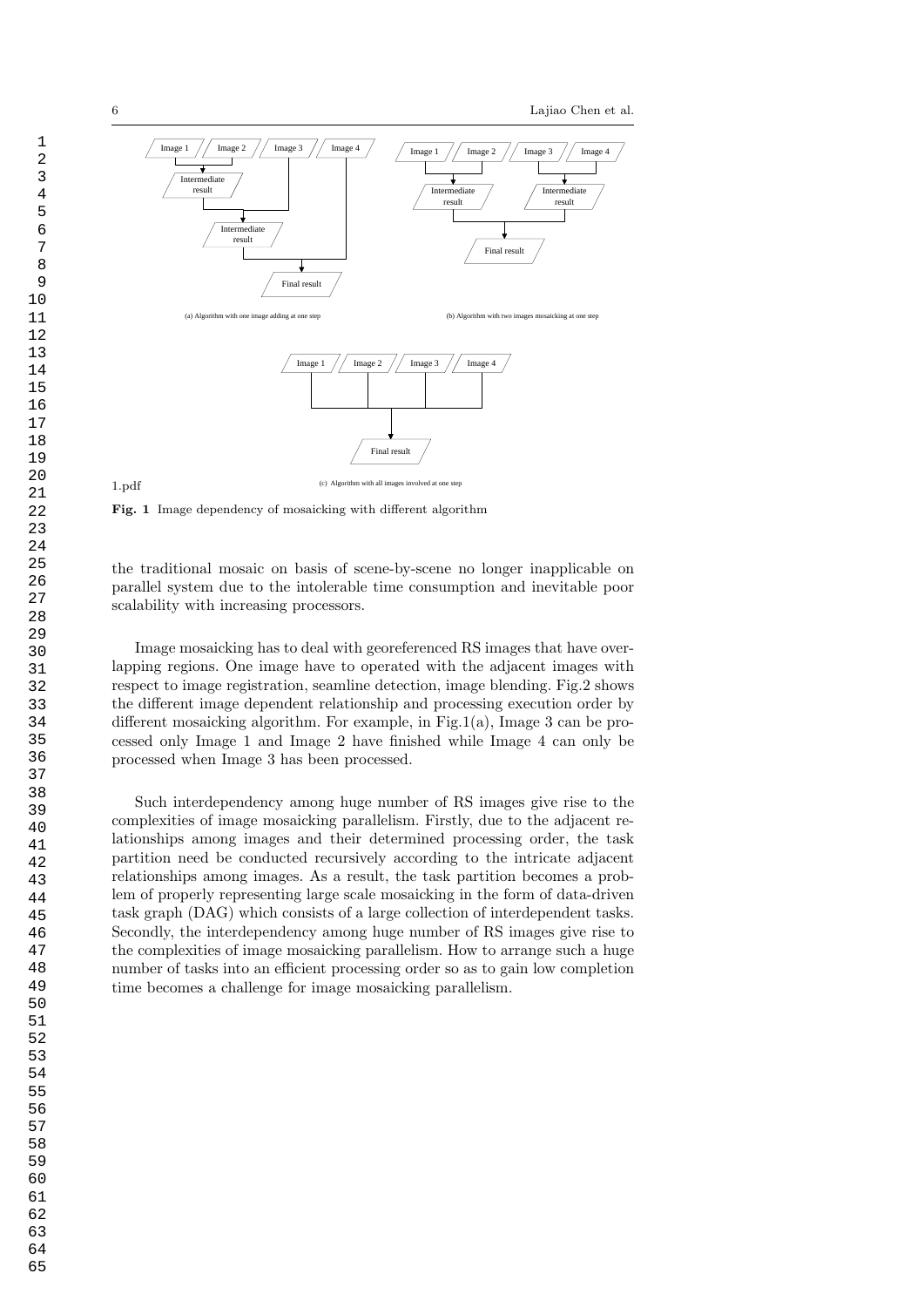Fig. 1 Image dependency of mosaicking with different algorithm

the traditional mosaic on basis of scene-by-scene no longer inapplicable on parallel system due to the intolerable time consumption and inevitable poor scalability with increasing processors.

Image mosaicking has to deal with georeferenced RS images that have overlapping regions. One image have to operated with the adjacent images with respect to image registration, seamline detection, image blending. Fig.2 shows the different image dependent relationship and processing execution order by different mosaicking algorithm. For example, in Fig.1(a), Image 3 can be processed only Image 1 and Image 2 have finished while Image 4 can only be processed when Image 3 has been processed.

Such interdependency among huge number of RS images give rise to the complexities of image mosaicking parallelism. Firstly, due to the adjacent relationships among images and their determined processing order, the task partition need be conducted recursively according to the intricate adjacent relationships among images. As a result, the task partition becomes a problem of properly representing large scale mosaicking in the form of data-driven task graph (DAG) which consists of a large collection of interdependent tasks. Secondly, the interdependency among huge number of RS images give rise to the complexities of image mosaicking parallelism. How to arrange such a huge number of tasks into an efficient processing order so as to gain low completion time becomes a challenge for image mosaicking parallelism.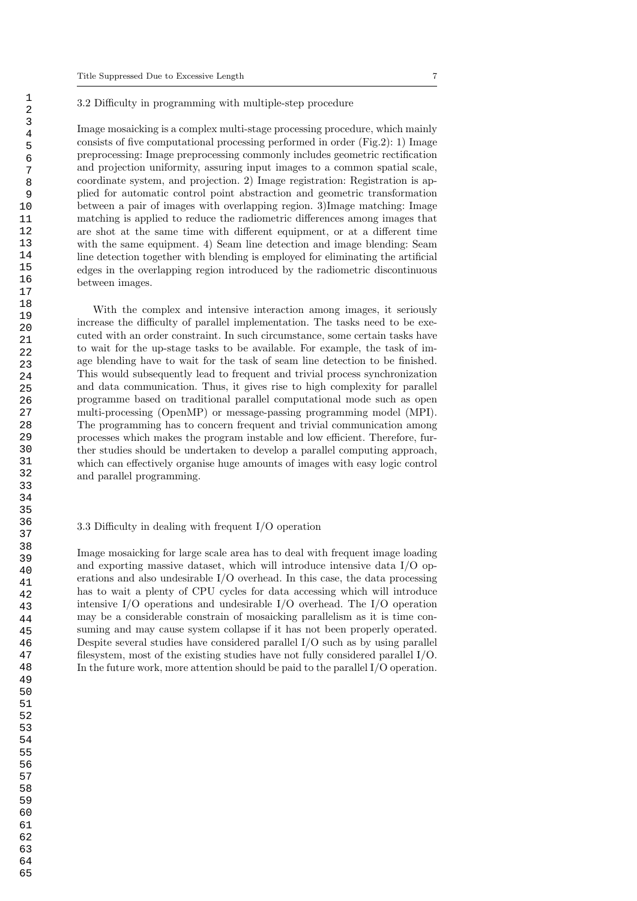### 3.2 Difficulty in programming with multiple-step procedure

Image mosaicking is a complex multi-stage processing procedure, which mainly consists of five computational processing performed in order (Fig.2): 1) Image preprocessing: Image preprocessing commonly includes geometric rectification and projection uniformity, assuring input images to a common spatial scale, coordinate system, and projection. 2) Image registration: Registration is applied for automatic control point abstraction and geometric transformation between a pair of images with overlapping region. 3)Image matching: Image matching is applied to reduce the radiometric differences among images that are shot at the same time with different equipment, or at a different time with the same equipment. 4) Seam line detection and image blending: Seam line detection together with blending is employed for eliminating the artificial edges in the overlapping region introduced by the radiometric discontinuous between images.

With the complex and intensive interaction among images, it seriously increase the difficulty of parallel implementation. The tasks need to be executed with an order constraint. In such circumstance, some certain tasks have to wait for the up-stage tasks to be available. For example, the task of image blending have to wait for the task of seam line detection to be finished. This would subsequently lead to frequent and trivial process synchronization and data communication. Thus, it gives rise to high complexity for parallel programme based on traditional parallel computational mode such as open multi-processing (OpenMP) or message-passing programming model (MPI). The programming has to concern frequent and trivial communication among processes which makes the program instable and low efficient. Therefore, further studies should be undertaken to develop a parallel computing approach, which can effectively organise huge amounts of images with easy logic control and parallel programming.

### 3.3 Difficulty in dealing with frequent I/O operation

Image mosaicking for large scale area has to deal with frequent image loading and exporting massive dataset, which will introduce intensive data I/O operations and also undesirable I/O overhead. In this case, the data processing has to wait a plenty of CPU cycles for data accessing which will introduce intensive I/O operations and undesirable I/O overhead. The I/O operation may be a considerable constrain of mosaicking parallelism as it is time consuming and may cause system collapse if it has not been properly operated. Despite several studies have considered parallel I/O such as by using parallel filesystem, most of the existing studies have not fully considered parallel I/O. In the future work, more attention should be paid to the parallel I/O operation.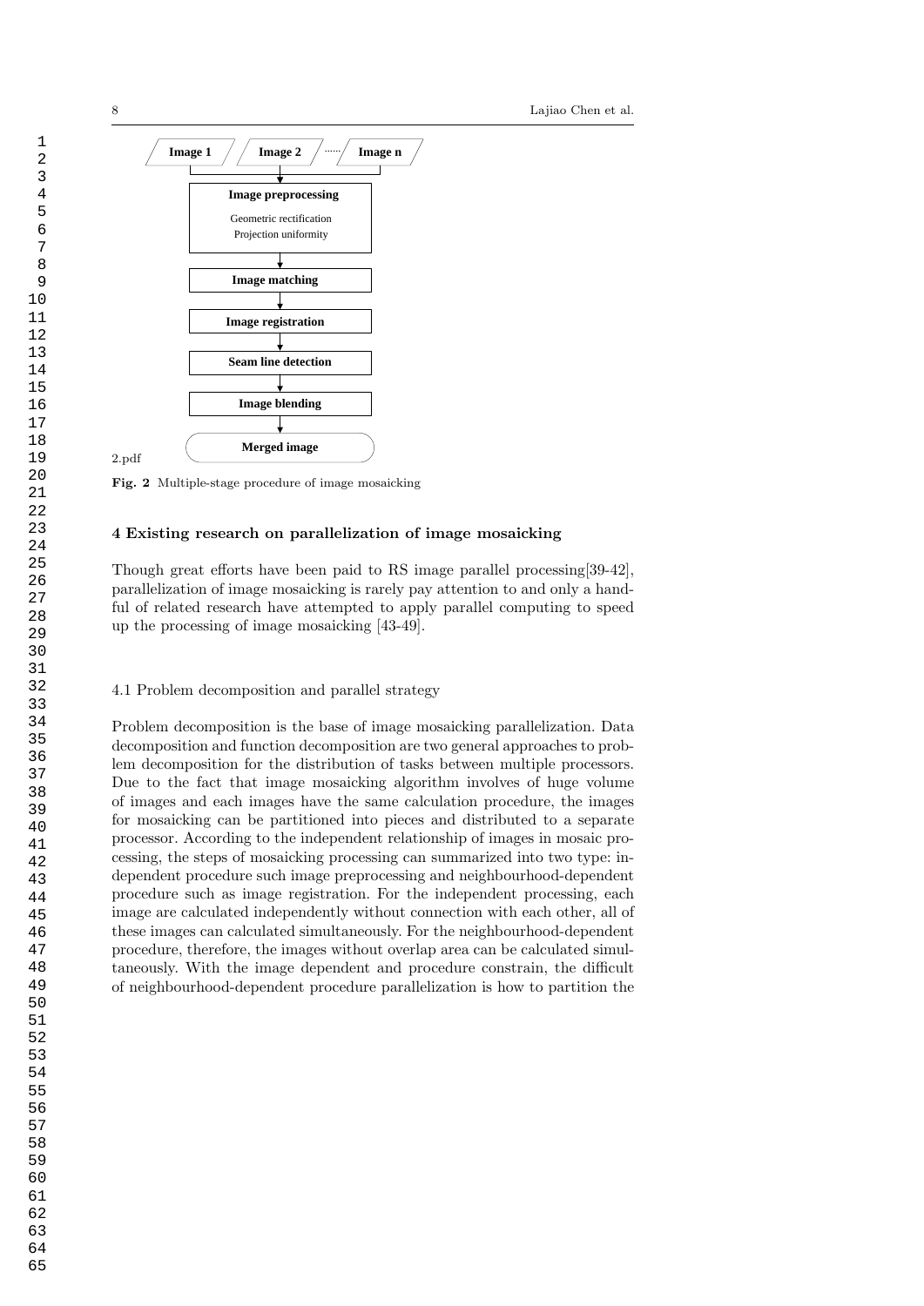2.pdf

**Fig. 2** Multiple-stage procedure of image mosaicking

## 4 Existing research on parallelization of image mosaicking

Though great efforts have been paid to RS image parallel processing[39-42], parallelization of image mosaicking is rarely pay attention to and only a handful of related research have attempted to apply parallel computing to speed up the processing of image mosaicking [43-49].

### 4.1 Problem decomposition and parallel strategy

Problem decomposition is the base of image mosaicking parallelization. Data decomposition and function decomposition are two general approaches to problem decomposition for the distribution of tasks between multiple processors. Due to the fact that image mosaicking algorithm involves of huge volume of images and each images have the same calculation procedure, the images for mosaicking can be partitioned into pieces and distributed to a separate processor. According to the independent relationship of images in mosaic processing, the steps of mosaicking processing can summarized into two type: independent procedure such image preprocessing and neighbourhood-dependent procedure such as image registration. For the independent processing, each image are calculated independently without connection with each other, all of these images can calculated simultaneously. For the neighbourhood-dependent procedure, therefore, the images without overlap area can be calculated simultaneously. With the image dependent and procedure constrain, the difficult of neighbourhood-dependent procedure parallelization is how to partition the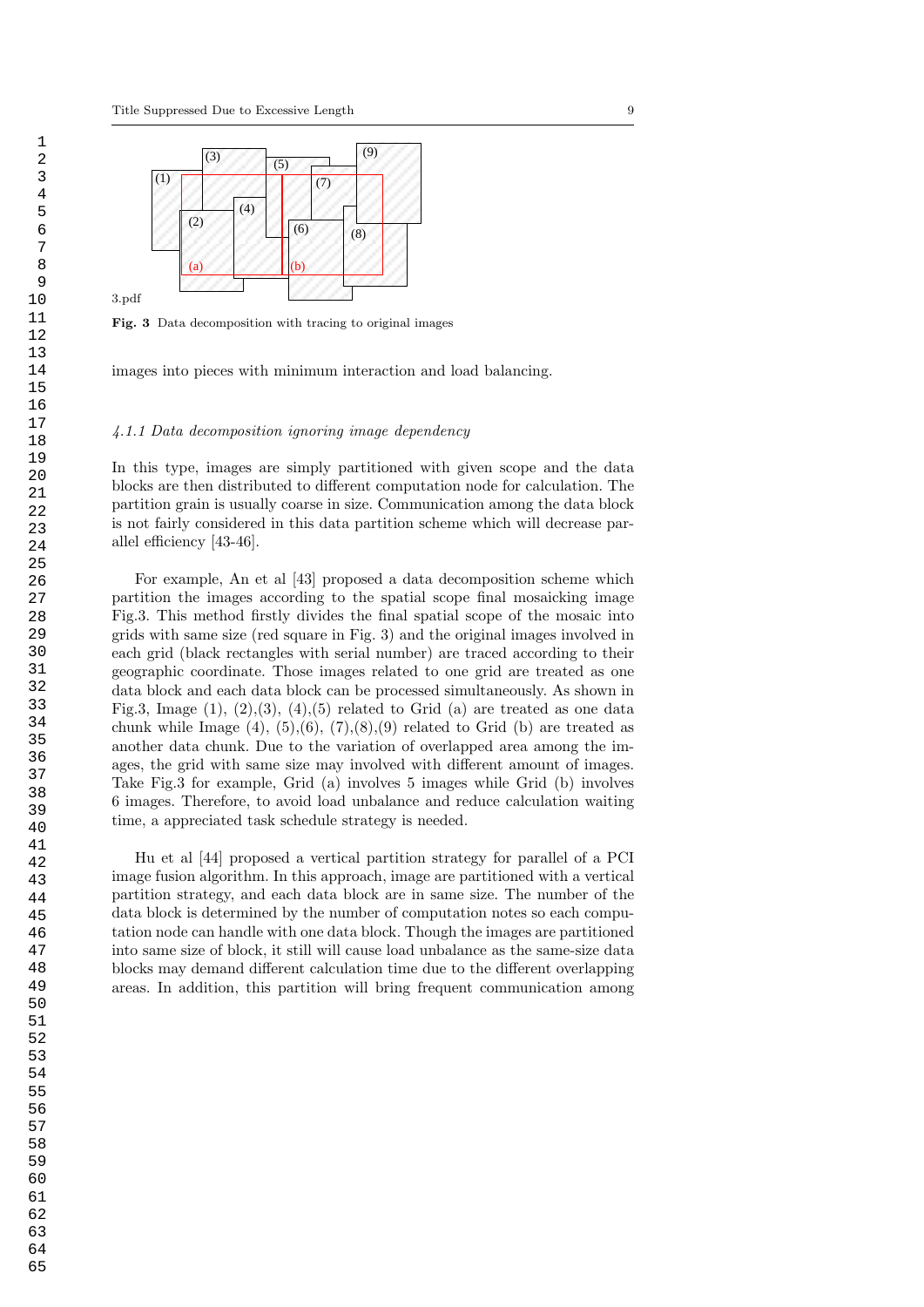3.pdf

**Fig. 3** Data decomposition with tracing to original images

images into pieces with minimum interaction and load balancing.

#### *4.1.1 Data decomposition ignoring image dependency*

In this type, images are simply partitioned with given scope and the data blocks are then distributed to different computation node for calculation. The partition grain is usually coarse in size. Communication among the data block is not fairly considered in this data partition scheme which will decrease parallel efficiency [43-46].

For example, An et al [43] proposed a data decomposition scheme which partition the images according to the spatial scope final mosaicking image Fig.3. This method firstly divides the final spatial scope of the mosaic into grids with same size (red square in Fig. 3) and the original images involved in each grid (black rectangles with serial number) are traced according to their geographic coordinate. Those images related to one grid are treated as one data block and each data block can be processed simultaneously. As shown in Fig.3, Image (1), (2),(3), (4),(5) related to Grid (a) are treated as one data chunk while Image (4), (5),(6), (7),(8),(9) related to Grid (b) are treated as another data chunk. Due to the variation of overlapped area among the images, the grid with same size may involved with different amount of images. Take Fig.3 for example, Grid (a) involves 5 images while Grid (b) involves 6 images. Therefore, to avoid load unbalance and reduce calculation waiting time, a appreciated task schedule strategy is needed.

Hu et al [44] proposed a vertical partition strategy for parallel of a PCI image fusion algorithm. In this approach, image are partitioned with a vertical partition strategy, and each data block are in same size. The number of the data block is determined by the number of computation notes so each computation node can handle with one data block. Though the images are partitioned into same size of block, it still will cause load unbalance as the same-size data blocks may demand different calculation time due to the different overlapping areas. In addition, this partition will bring frequent communication among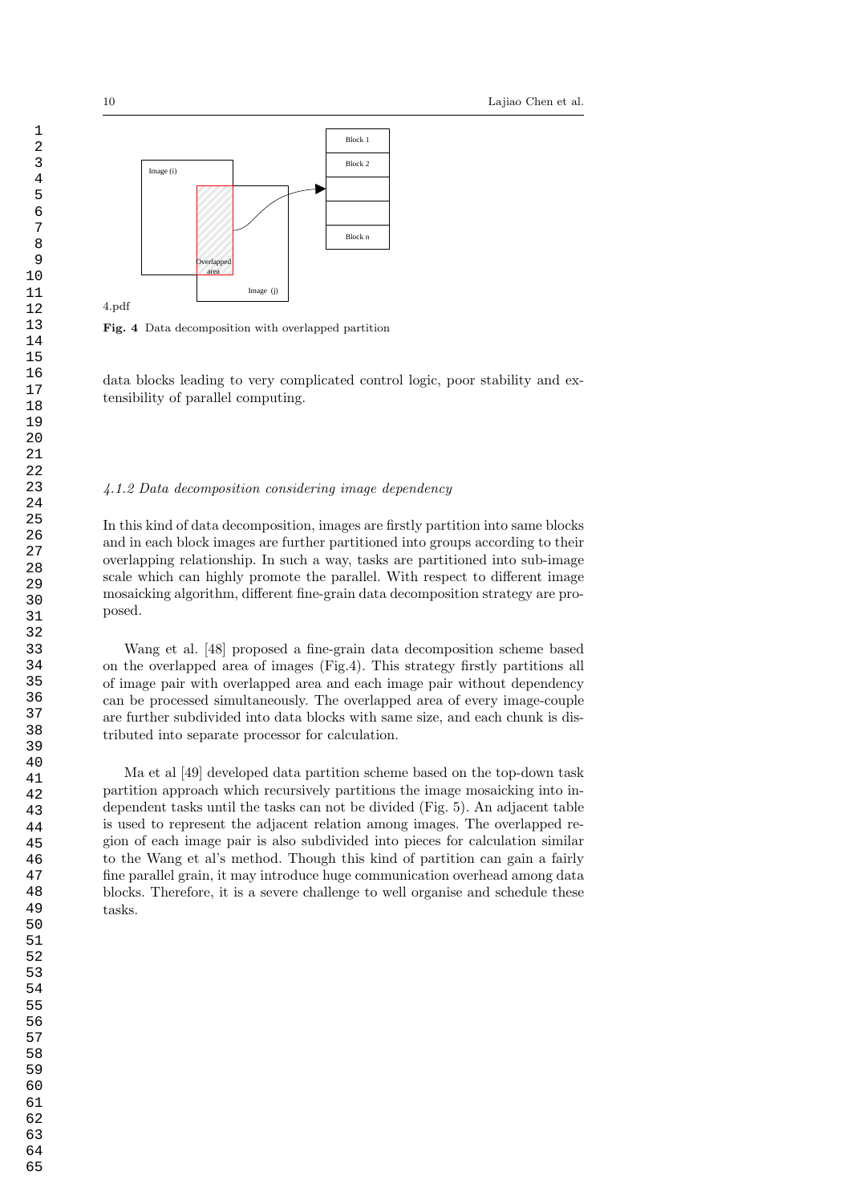4.pdf

**Fig. 4** Data decomposition with overlapped partition

data blocks leading to very complicated control logic, poor stability and extensibility of parallel computing.

#### *4.1.2 Data decomposition considering image dependency*

In this kind of data decomposition, images are firstly partition into same blocks and in each block images are further partitioned into groups according to their overlapping relationship. In such a way, tasks are partitioned into sub-image scale which can highly promote the parallel. With respect to different image mosaicking algorithm, different fine-grain data decomposition strategy are proposed.

Wang et al. [48] proposed a fine-grain data decomposition scheme based on the overlapped area of images (Fig.4). This strategy firstly partitions all of image pair with overlapped area and each image pair without dependency can be processed simultaneously. The overlapped area of every image-couple are further subdivided into data blocks with same size, and each chunk is distributed into separate processor for calculation.

Ma et al [49] developed data partition scheme based on the top-down task partition approach which recursively partitions the image mosaicking into independent tasks until the tasks can not be divided (Fig. 5). An adjacent table is used to represent the adjacent relation among images. The overlapped region of each image pair is also subdivided into pieces for calculation similar to the Wang et al's method. Though this kind of partition can gain a fairly fine parallel grain, it may introduce huge communication overhead among data blocks. Therefore, it is a severe challenge to well organise and schedule these tasks.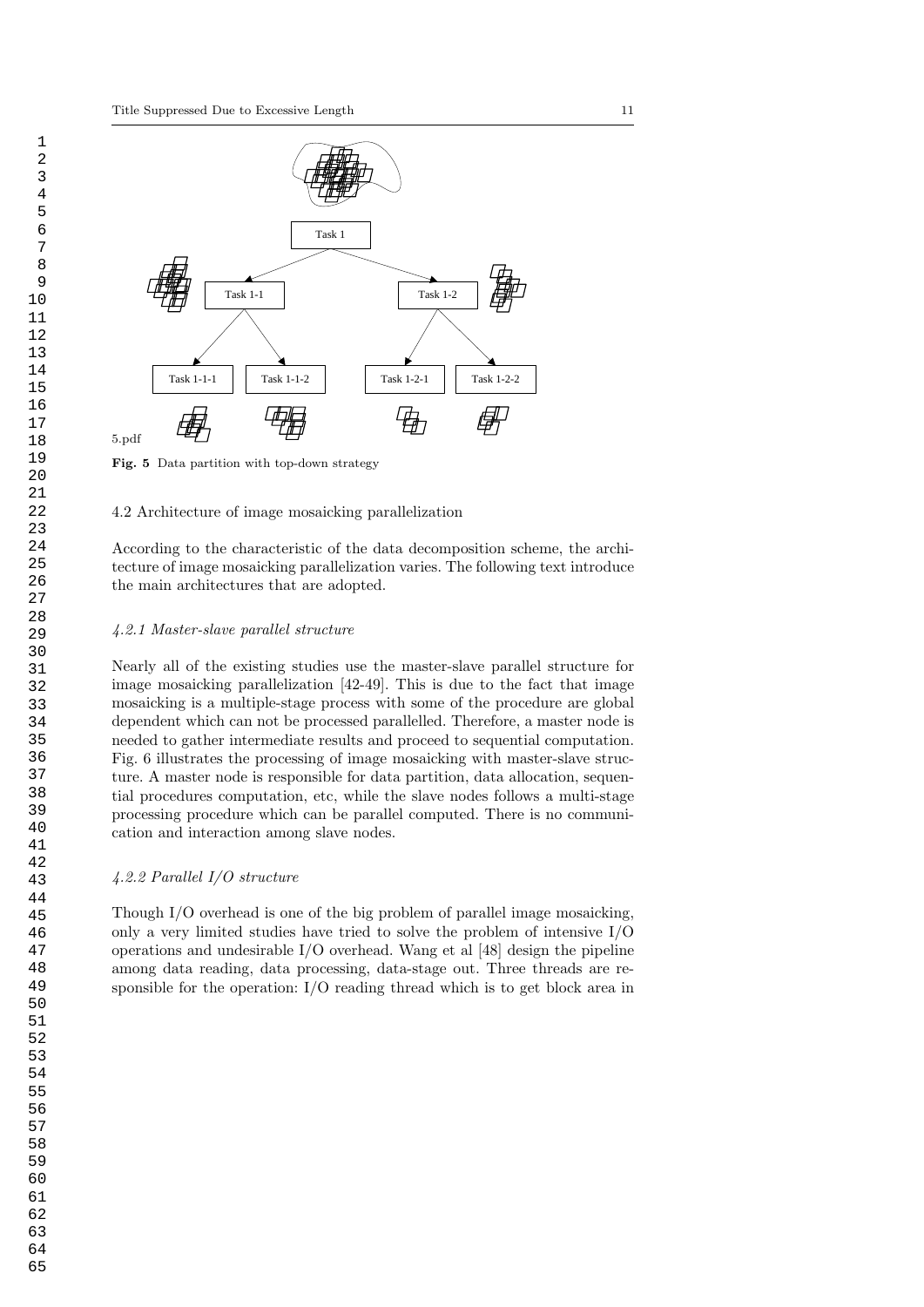Task 1

Task 1-1

Task 1-2

Task 1-1-1

Task 1-1-2

Task 1-2-1

Task 1-2-2

5.pdf

**Fig. 5** Data partition with top-down strategy

## 4.2 Architecture of image mosaicking parallelization

According to the characteristic of the data decomposition scheme, the architecture of image mosaicking parallelization varies. The following text introduce the main architectures that are adopted.

### *4.2.1 Master-slave parallel structure*

Nearly all of the existing studies use the master-slave parallel structure for image mosaicking parallelization [42-49]. This is due to the fact that image mosaicking is a multiple-stage process with some of the procedure are global dependent which can not be processed parallelled. Therefore, a master node is needed to gather intermediate results and proceed to sequential computation. Fig. 6 illustrates the processing of image mosaicking with master-slave structure. A master node is responsible for data partition, data allocation, sequential procedures computation, etc, while the slave nodes follows a multi-stage processing procedure which can be parallel computed. There is no communication and interaction among slave nodes.

### *4.2.2 Parallel I/O structure*

Though I/O overhead is one of the big problem of parallel image mosaicking, only a very limited studies have tried to solve the problem of intensive I/O operations and undesirable I/O overhead. Wang et al [48] design the pipeline among data reading, data processing, data-stage out. Three threads are responsible for the operation: I/O reading thread which is to get block area in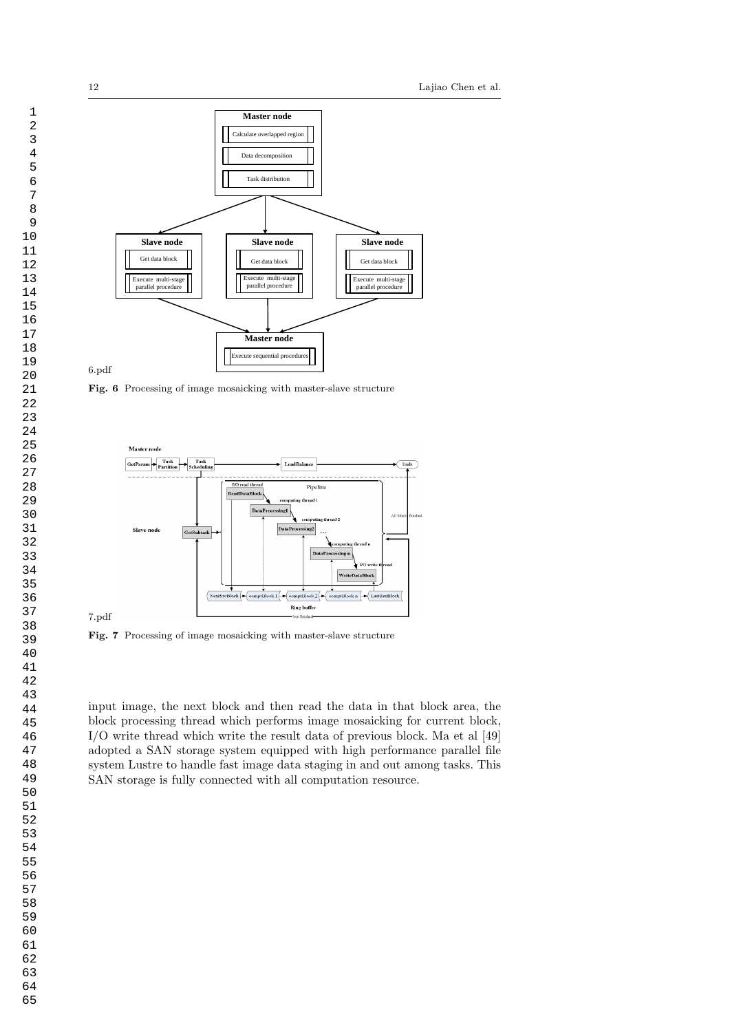6.pdf

**Fig. 6** Processing of image mosaicking with master-slave structure

7.pdf

**Fig. 7** Processing of image mosaicking with master-slave structure

input image, the next block and then read the data in that block area, the block processing thread which performs image mosaicking for current block, I/O write thread which write the result data of previous block. Ma et al [49] adopted a SAN storage system equipped with high performance parallel file system Lustre to handle fast image data staging in and out among tasks. This SAN storage is fully connected with all computation resource.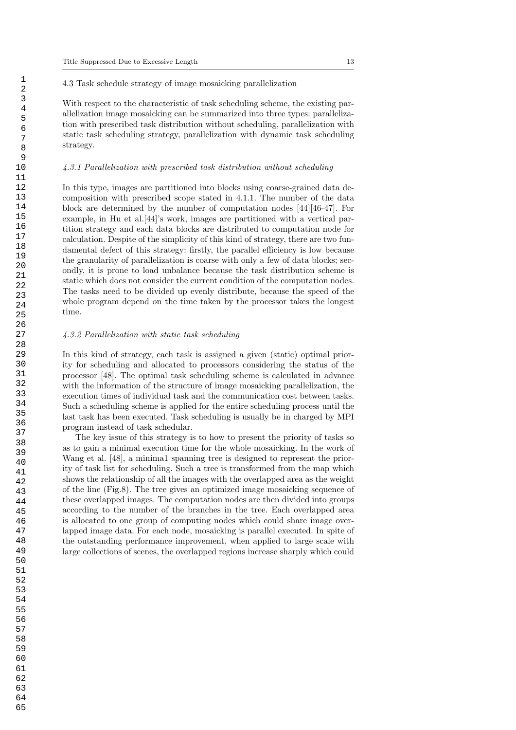### 4.3 Task schedule strategy of image mosaicking parallelization

With respect to the characteristic of task scheduling scheme, the existing parallelization image mosaicking can be summarized into three types: parallelization with prescribed task distribution without scheduling, parallelization with static task scheduling strategy, parallelization with dynamic task scheduling strategy.

#### *4.3.1 Parallelization with prescribed task distribution without scheduling*

In this type, images are partitioned into blocks using coarse-grained data decomposition with prescribed scope stated in 4.1.1. The number of the data block are determined by the number of computation nodes [44][46-47]. For example, in Hu et al.[44]'s work, images are partitioned with a vertical partition strategy and each data blocks are distributed to computation node for calculation. Despite of the simplicity of this kind of strategy, there are two fundamental defect of this strategy: firstly, the parallel efficiency is low because the granularity of parallelization is coarse with only a few of data blocks; secondly, it is prone to load unbalance because the task distribution scheme is static which does not consider the current condition of the computation nodes. The tasks need to be divided up evenly distribute, because the speed of the whole program depend on the time taken by the processor takes the longest time.

#### *4.3.2 Parallelization with static task scheduling*

In this kind of strategy, each task is assigned a given (static) optimal priority for scheduling and allocated to processors considering the status of the processor [48]. The optimal task scheduling scheme is calculated in advance with the information of the structure of image mosaicking parallelization, the execution times of individual task and the communication cost between tasks. Such a scheduling scheme is applied for the entire scheduling process until the last task has been executed. Task scheduling is usually be in charged by MPI program instead of task schedular.

The key issue of this strategy is to how to present the priority of tasks so as to gain a minimal execution time for the whole mosaicking. In the work of Wang et al. [48], a minima1 spanning tree is designed to represent the priority of task list for scheduling. Such a tree is transformed from the map which shows the relationship of all the images with the overlapped area as the weight of the line (Fig.8). The tree gives an optimized image mosaicking sequence of these overlapped images. The computation nodes are then divided into groups according to the number of the branches in the tree. Each overlapped area is allocated to one group of computing nodes which could share image overlapped image data. For each node, mosaicking is parallel executed. In spite of the outstanding performance improvement, when applied to large scale with large collections of scenes, the overlapped regions increase sharply which could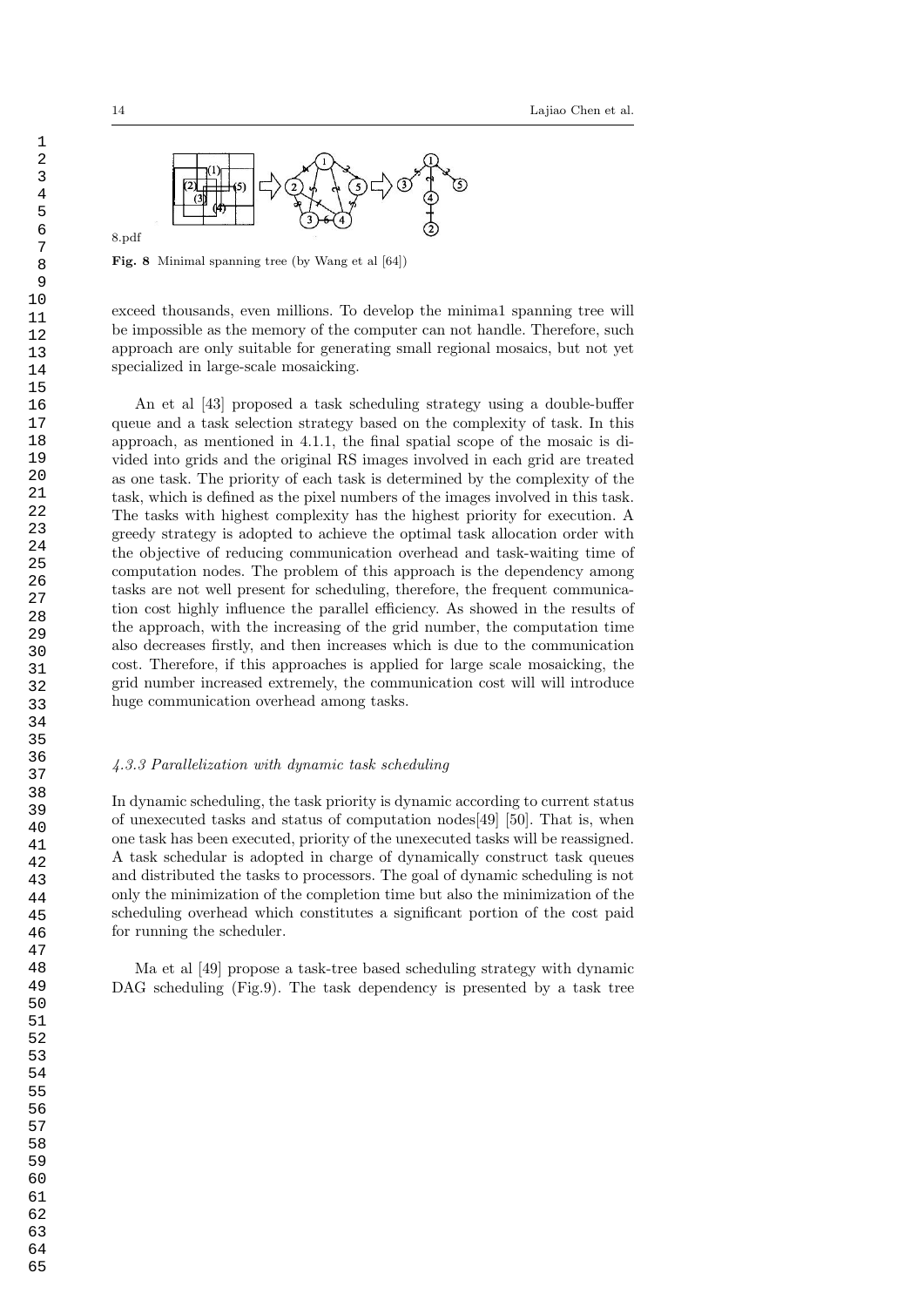8.pdf

**Fig. 8** Minimal spanning tree (by Wang et al [64])

exceed thousands, even millions. To develop the minima1 spanning tree will be impossible as the memory of the computer can not handle. Therefore, such approach are only suitable for generating small regional mosaics, but not yet specialized in large-scale mosaicking.

An et al [43] proposed a task scheduling strategy using a double-buffer queue and a task selection strategy based on the complexity of task. In this approach, as mentioned in 4.1.1, the final spatial scope of the mosaic is divided into grids and the original RS images involved in each grid are treated as one task. The priority of each task is determined by the complexity of the task, which is defined as the pixel numbers of the images involved in this task. The tasks with highest complexity has the highest priority for execution. A greedy strategy is adopted to achieve the optimal task allocation order with the objective of reducing communication overhead and task-waiting time of computation nodes. The problem of this approach is the dependency among tasks are not well present for scheduling, therefore, the frequent communication cost highly influence the parallel efficiency. As showed in the results of the approach, with the increasing of the grid number, the computation time also decreases firstly, and then increases which is due to the communication cost. Therefore, if this approaches is applied for large scale mosaicking, the grid number increased extremely, the communication cost will will introduce huge communication overhead among tasks.

#### *4.3.3 Parallelization with dynamic task scheduling*

In dynamic scheduling, the task priority is dynamic according to current status of unexecuted tasks and status of computation nodes[49] [50]. That is, when one task has been executed, priority of the unexecuted tasks will be reassigned. A task schedular is adopted in charge of dynamically construct task queues and distributed the tasks to processors. The goal of dynamic scheduling is not only the minimization of the completion time but also the minimization of the scheduling overhead which constitutes a significant portion of the cost paid for running the scheduler.

Ma et al [49] propose a task-tree based scheduling strategy with dynamic DAG scheduling (Fig.9). The task dependency is presented by a task tree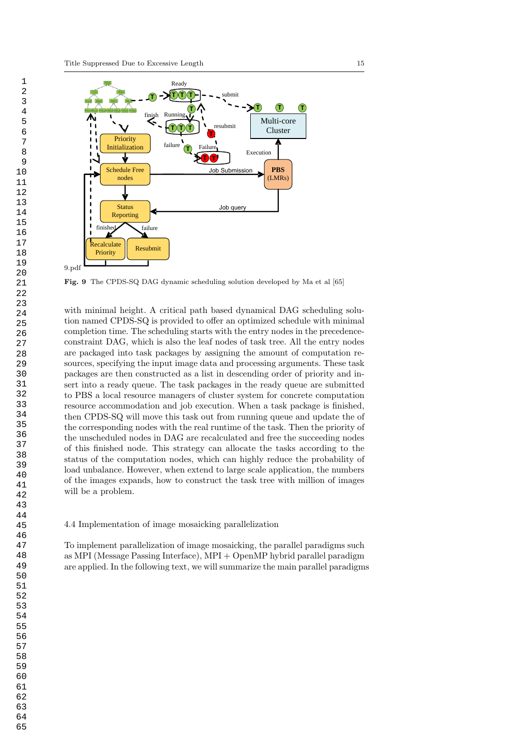9.pdf

**Fig. 9** The CPDS-SQ DAG dynamic scheduling solution developed by Ma et al [65]

with minimal height. A critical path based dynamical DAG scheduling solution named CPDS-SQ is provided to offer an optimized schedule with minimal completion time. The scheduling starts with the entry nodes in the precedence-constraint DAG, which is also the leaf nodes of task tree. All the entry nodes are packaged into task packages by assigning the amount of computation resources, specifying the input image data and processing arguments. These task packages are then constructed as a list in descending order of priority and insert into a ready queue. The task packages in the ready queue are submitted to PBS a local resource managers of cluster system for concrete computation resource accommodation and job execution. When a task package is finished, then CPDS-SQ will move this task out from running queue and update the of the corresponding nodes with the real runtime of the task. Then the priority of the unscheduled nodes in DAG are recalculated and free the succeeding nodes of this finished node. This strategy can allocate the tasks according to the status of the computation nodes, which can highly reduce the probability of load unbalance. However, when extend to large scale application, the numbers of the images expands, how to construct the task tree with million of images will be a problem.

## 4.4 Implementation of image mosaicking parallelization

To implement parallelization of image mosaicking, the parallel paradigms such as MPI (Message Passing Interface), MPI + OpenMP hybrid parallel paradigm are applied. In the following text, we will summarize the main parallel paradigms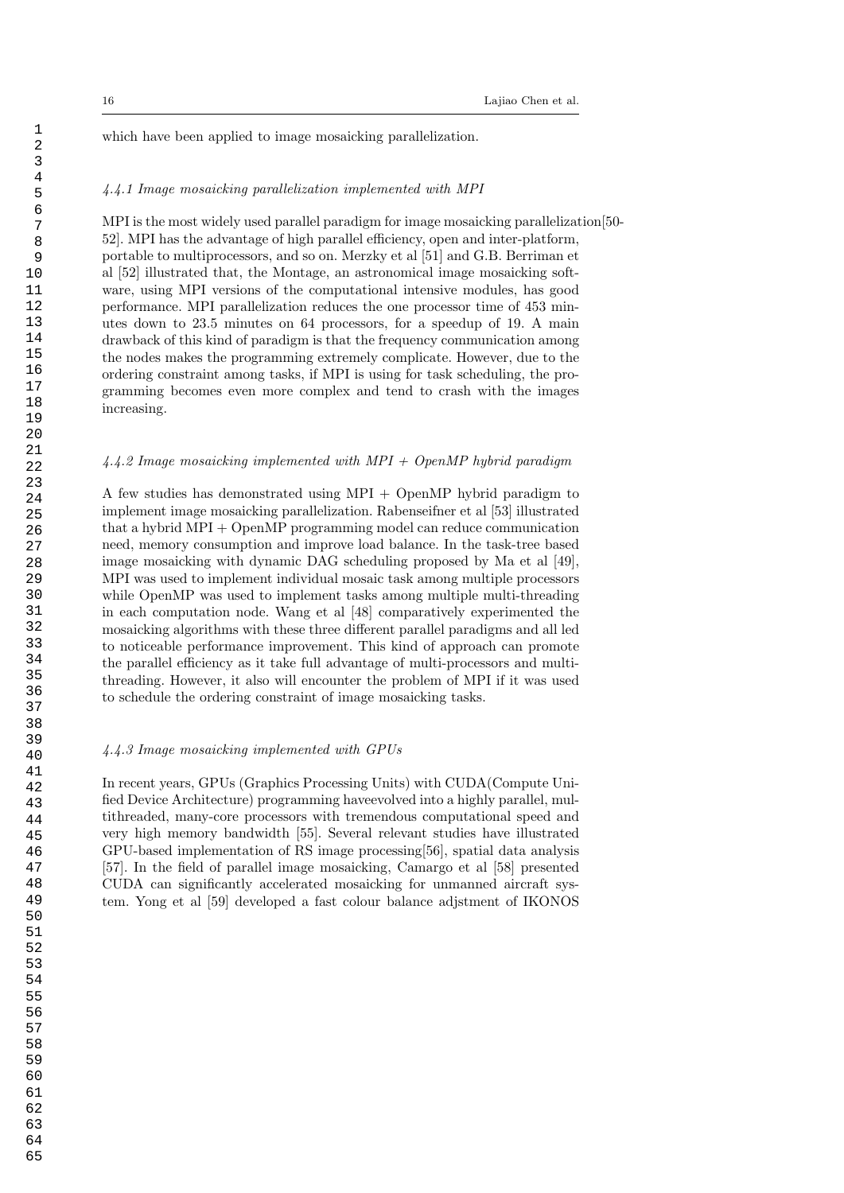which have been applied to image mosaicking parallelization.

#### *4.4.1 Image mosaicking parallelization implemented with MPI*

MPI is the most widely used parallel paradigm for image mosaicking parallelization[50-52]. MPI has the advantage of high parallel efficiency, open and inter-platform, portable to multiprocessors, and so on. Merzky et al [51] and G.B. Berriman et al [52] illustrated that, the Montage, an astronomical image mosaicking software, using MPI versions of the computational intensive modules, has good performance. MPI parallelization reduces the one processor time of 453 minutes down to 23.5 minutes on 64 processors, for a speedup of 19. A main drawback of this kind of paradigm is that the frequency communication among the nodes makes the programming extremely complicate. However, due to the ordering constraint among tasks, if MPI is using for task scheduling, the programming becomes even more complex and tend to crash with the images increasing.

#### *4.4.2 Image mosaicking implemented with MPI + OpenMP hybrid paradigm*

A few studies has demonstrated using MPI + OpenMP hybrid paradigm to implement image mosaicking parallelization. Rabenseifner et al [53] illustrated that a hybrid MPI + OpenMP programming model can reduce communication need, memory consumption and improve load balance. In the task-tree based image mosaicking with dynamic DAG scheduling proposed by Ma et al [49], MPI was used to implement individual mosaic task among multiple processors while OpenMP was used to implement tasks among multiple multi-threading in each computation node. Wang et al [48] comparatively experimented the mosaicking algorithms with these three different parallel paradigms and all led to noticeable performance improvement. This kind of approach can promote the parallel efficiency as it take full advantage of multi-processors and multi-threading. However, it also will encounter the problem of MPI if it was used to schedule the ordering constraint of image mosaicking tasks.

#### *4.4.3 Image mosaicking implemented with GPUs*

In recent years, GPUs (Graphics Processing Units) with CUDA(Compute Unified Device Architecture) programming haveevolved into a highly parallel, multithreaded, many-core processors with tremendous computational speed and very high memory bandwidth [55]. Several relevant studies have illustrated GPU-based implementation of RS image processing[56], spatial data analysis [57]. In the field of parallel image mosaicking, Camargo et al [58] presented CUDA can significantly accelerated mosaicking for unmanned aircraft system. Yong et al [59] developed a fast colour balance adjstment of IKONOS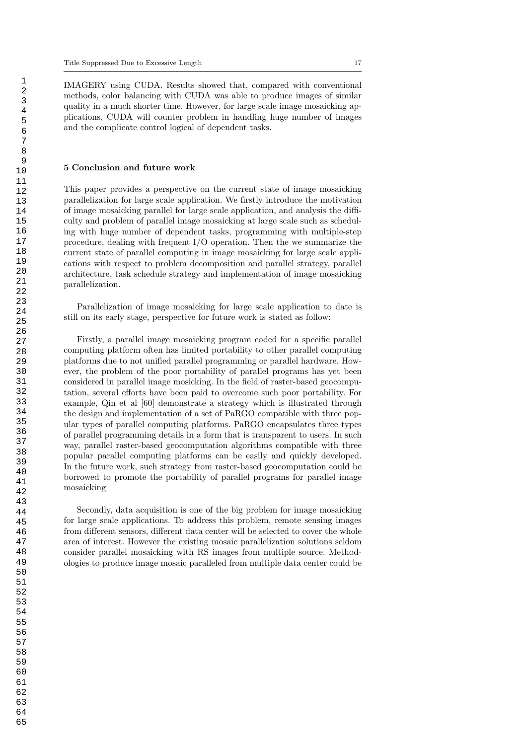IMAGERY using CUDA. Results showed that, compared with conventional methods, color balancing with CUDA was able to produce images of similar quality in a much shorter time. However, for large scale image mosaicking applications, CUDA will counter problem in handling huge number of images and the complicate control logical of dependent tasks.

## 5 Conclusion and future work

This paper provides a perspective on the current state of image mosaicking parallelization for large scale application. We firstly introduce the motivation of image mosaicking parallel for large scale application, and analysis the difficulty and problem of parallel image mosaicking at large scale such as scheduling with huge number of dependent tasks, programming with multiple-step procedure, dealing with frequent I/O operation. Then the we summarize the current state of parallel computing in image mosaicking for large scale applications with respect to problem decomposition and parallel strategy, parallel architecture, task schedule strategy and implementation of image mosaicking parallelization.

Parallelization of image mosaicking for large scale application to date is still on its early stage, perspective for future work is stated as follow:

Firstly, a parallel image mosaicking program coded for a specific parallel computing platform often has limited portability to other parallel computing platforms due to not unified parallel programming or parallel hardware. However, the problem of the poor portability of parallel programs has yet been considered in parallel image mosicking. In the field of raster-based geocomputation, several efforts have been paid to overcome such poor portability. For example, Qin et al [60] demonstrate a strategy which is illustrated through the design and implementation of a set of PaRGO compatible with three popular types of parallel computing platforms. PaRGO encapsulates three types of parallel programming details in a form that is transparent to users. In such way, parallel raster-based geocomputation algorithms compatible with three popular parallel computing platforms can be easily and quickly developed. In the future work, such strategy from raster-based geocomputation could be borrowed to promote the portability of parallel programs for parallel image mosaicking

Secondly, data acquisition is one of the big problem for image mosaicking for large scale applications. To address this problem, remote sensing images from different sensors, different data center will be selected to cover the whole area of interest. However the existing mosaic parallelization solutions seldom consider parallel mosaicking with RS images from multiple source. Methodologies to produce image mosaic paralleled from multiple data center could be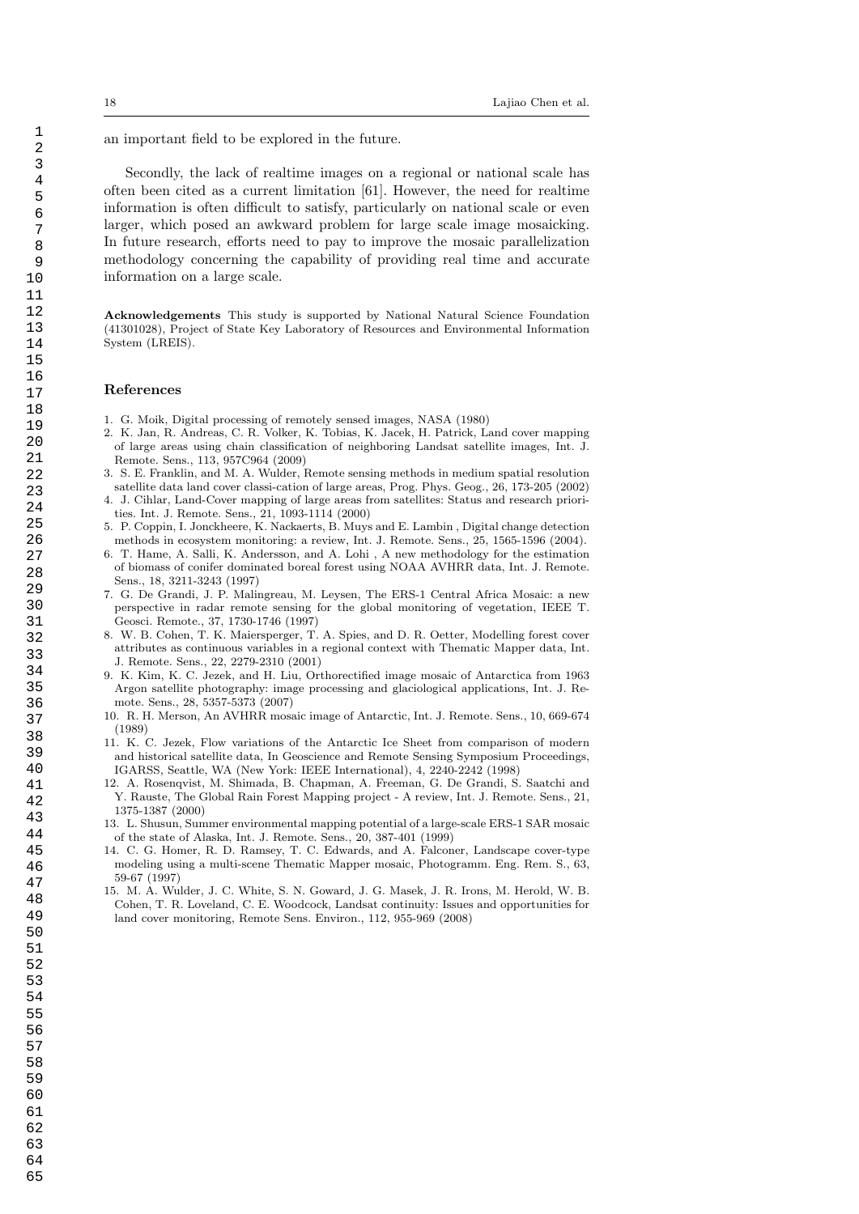an important field to be explored in the future.

Secondly, the lack of realtime images on a regional or national scale has often been cited as a current limitation [61]. However, the need for realtime information is often difficult to satisfy, particularly on national scale or even larger, which posed an awkward problem for large scale image mosaicking. In future research, efforts need to pay to improve the mosaic parallelization methodology concerning the capability of providing real time and accurate information on a large scale.

**Acknowledgements** This study is supported by National Natural Science Foundation (41301028), Project of State Key Laboratory of Resources and Environmental Information System (LREIS).

## References

1. G. Moik, Digital processing of remotely sensed images, NASA (1980)
2. K. Jan, R. Andreas, C. R. Volker, K. Tobias, K. Jacek, H. Patrick, Land cover mapping of large areas using chain classification of neighboring Landsat satellite images, Int. J. Remote. Sens., 113, 957C964 (2009)
3. S. E. Franklin, and M. A. Wulder, Remote sensing methods in medium spatial resolution satellite data land cover classi-cation of large areas, Prog. Phys. Geog., 26, 173-205 (2002)
4. J. Cihlar, Land-Cover mapping of large areas from satellites: Status and research priorities. Int. J. Remote. Sens., 21, 1093-1114 (2000)
5. P. Coppin, I. Jonckheere, K. Nackaerts, B. Muys and E. Lambin , Digital change detection methods in ecosystem monitoring: a review, Int. J. Remote. Sens., 25, 1565-1596 (2004).
6. T. Hame, A. Salli, K. Andersson, and A. Lohi , A new methodology for the estimation of biomass of conifer dominated boreal forest using NOAA AVHRR data, Int. J. Remote. Sens., 18, 3211-3243 (1997)
7. G. De Grandi, J. P. Malingreau, M. Leysen, The ERS-1 Central Africa Mosaic: a new perspective in radar remote sensing for the global monitoring of vegetation, IEEE T. Geosci. Remote., 37, 1730-1746 (1997)
8. W. B. Cohen, T. K. Maiersperger, T. A. Spies, and D. R. Oetter, Modelling forest cover attributes as continuous variables in a regional context with Thematic Mapper data, Int. J. Remote. Sens., 22, 2279-2310 (2001)
9. K. Kim, K. C. Jezek, and H. Liu, Orthorectified image mosaic of Antarctica from 1963 Argon satellite photography: image processing and glaciological applications, Int. J. Remote. Sens., 28, 5357-5373 (2007)
10. R. H. Merson, An AVHRR mosaic image of Antarctic, Int. J. Remote. Sens., 10, 669-674 (1989)
11. K. C. Jezek, Flow variations of the Antarctic Ice Sheet from comparison of modern and historical satellite data, In Geoscience and Remote Sensing Symposium Proceedings, IGARSS, Seattle, WA (New York: IEEE International), 4, 2240-2242 (1998)
12. A. Rosenqvist, M. Shimada, B. Chapman, A. Freeman, G. De Grandi, S. Saatchi and Y. Rauste, The Global Rain Forest Mapping project - A review, Int. J. Remote. Sens., 21, 1375-1387 (2000)
13. L. Shusun, Summer environmental mapping potential of a large-scale ERS-1 SAR mosaic of the state of Alaska, Int. J. Remote. Sens., 20, 387-401 (1999)
14. C. G. Homer, R. D. Ramsey, T. C. Edwards, and A. Falconer, Landscape cover-type modeling using a multi-scene Thematic Mapper mosaic, Photogramm. Eng. Rem. S., 63, 59-67 (1997)
15. M. A. Wulder, J. C. White, S. N. Goward, J. G. Masek, J. R. Irons, M. Herold, W. B. Cohen, T. R. Loveland, C. E. Woodcock, Landsat continuity: Issues and opportunities for land cover monitoring, Remote Sens. Environ., 112, 955-969 (2008)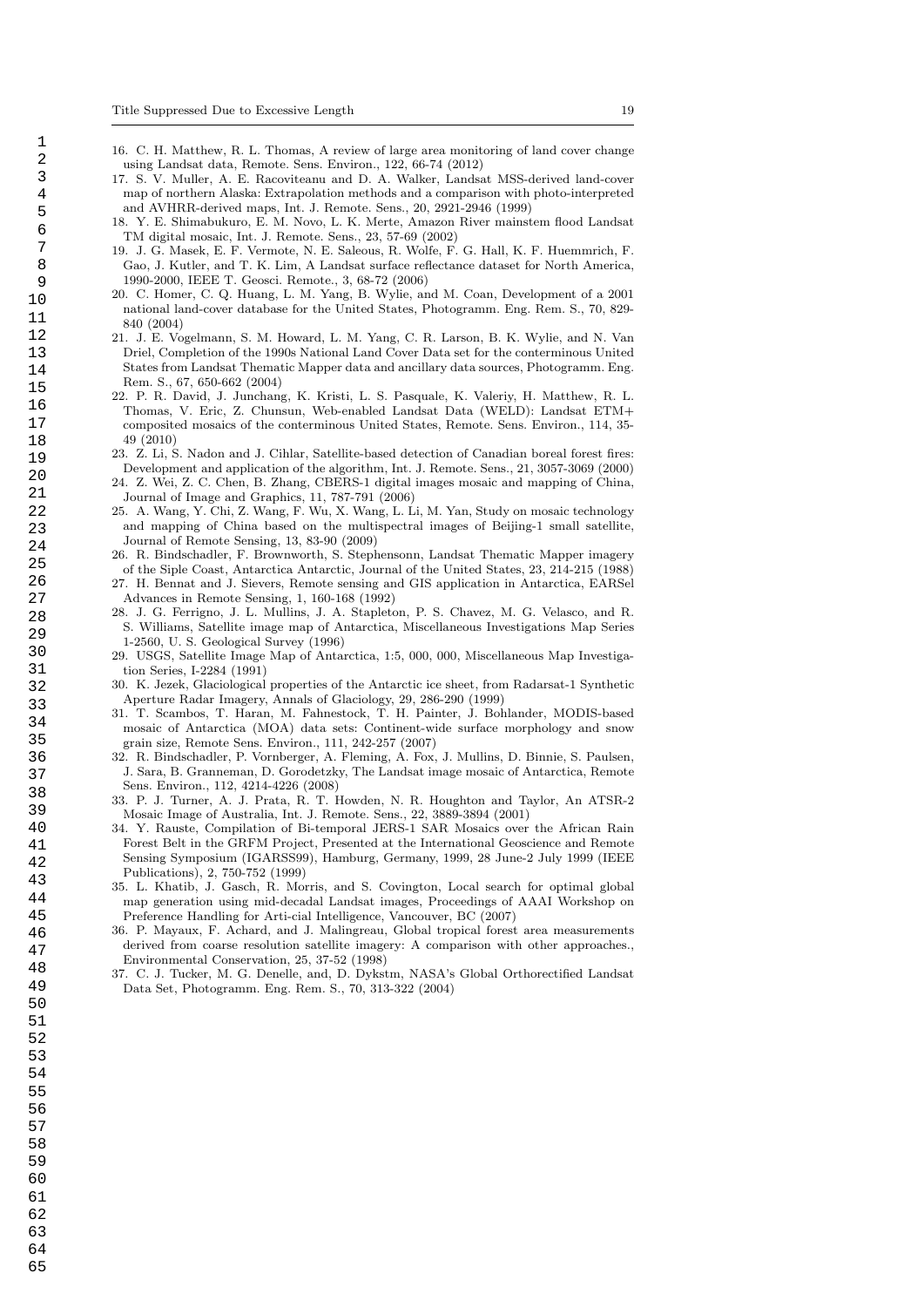16. C. H. Matthew, R. L. Thomas, A review of large area monitoring of land cover change using Landsat data, Remote. Sens. Environ., 122, 66-74 (2012)
17. S. V. Muller, A. E. Racoviteanu and D. A. Walker, Landsat MSS-derived land-cover map of northern Alaska: Extrapolation methods and a comparison with photo-interpreted and AVHRR-derived maps, Int. J. Remote. Sens., 20, 2921-2946 (1999)
18. Y. E. Shimabukuro, E. M. Novo, L. K. Merte, Amazon River mainstem flood Landsat TM digital mosaic, Int. J. Remote. Sens., 23, 57-69 (2002)
19. J. G. Masek, E. F. Vermote, N. E. Saleous, R. Wolfe, F. G. Hall, K. F. Huemmrich, F. Gao, J. Kutler, and T. K. Lim, A Landsat surface reflectance dataset for North America, 1990-2000, IEEE T. Geosci. Remote., 3, 68-72 (2006)
20. C. Homer, C. Q. Huang, L. M. Yang, B. Wylie, and M. Coan, Development of a 2001 national land-cover database for the United States, Photogramm. Eng. Rem. S., 70, 829-840 (2004)
21. J. E. Vogelmann, S. M. Howard, L. M. Yang, C. R. Larson, B. K. Wylie, and N. Van Driel, Completion of the 1990s National Land Cover Data set for the conterminous United States from Landsat Thematic Mapper data and ancillary data sources, Photogramm. Eng. Rem. S., 67, 650-662 (2004)
22. P. R. David, J. Junchang, K. Kristi, L. S. Pasquale, K. Valeriy, H. Matthew, R. L. Thomas, V. Eric, Z. Chunsun, Web-enabled Landsat Data (WELD): Landsat ETM+ composited mosaics of the conterminous United States, Remote. Sens. Environ., 114, 35-49 (2010)
23. Z. Li, S. Nadon and J. Cihlar, Satellite-based detection of Canadian boreal forest fires: Development and application of the algorithm, Int. J. Remote. Sens., 21, 3057-3069 (2000)
24. Z. Wei, Z. C. Chen, B. Zhang, CBERS-1 digital images mosaic and mapping of China, Journal of Image and Graphics, 11, 787-791 (2006)
25. A. Wang, Y. Chi, Z. Wang, F. Wu, X. Wang, L. Li, M. Yan, Study on mosaic technology and mapping of China based on the multispectral images of Beijing-1 small satellite, Journal of Remote Sensing, 13, 83-90 (2009)
26. R. Bindschadler, F. Brownworth, S. Stephensonn, Landsat Thematic Mapper imagery of the Siple Coast, Antarctica Antarctic, Journal of the United States, 23, 214-215 (1988)
27. H. Bennat and J. Sievers, Remote sensing and GIS application in Antarctica, EARSel Advances in Remote Sensing, 1, 160-168 (1992)
28. J. G. Ferrigno, J. L. Mullins, J. A. Stapleton, P. S. Chavez, M. G. Velasco, and R. S. Williams, Satellite image map of Antarctica, Miscellaneous Investigations Map Series 1-2560, U. S. Geological Survey (1996)
29. USGS, Satellite Image Map of Antarctica, 1:5, 000, 000, Miscellaneous Map Investigation Series, I-2284 (1991)
30. K. Jezek, Glaciological properties of the Antarctic ice sheet, from Radarsat-1 Synthetic Aperture Radar Imagery, Annals of Glaciology, 29, 286-290 (1999)
31. T. Scambos, T. Haran, M. Fahnestock, T. H. Painter, J. Bohlander, MODIS-based mosaic of Antarctica (MOA) data sets: Continent-wide surface morphology and snow grain size, Remote Sens. Environ., 111, 242-257 (2007)
32. R. Bindschadler, P. Vornberger, A. Fleming, A. Fox, J. Mullins, D. Binnie, S. Paulsen, J. Sara, B. Granneman, D. Gorodetzky, The Landsat image mosaic of Antarctica, Remote Sens. Environ., 112, 4214-4226 (2008)
33. P. J. Turner, A. J. Prata, R. T. Howden, N. R. Houghton and Taylor, An ATSR-2 Mosaic Image of Australia, Int. J. Remote. Sens., 22, 3889-3894 (2001)
34. Y. Rauste, Compilation of Bi-temporal JERS-1 SAR Mosaics over the African Rain Forest Belt in the GRFM Project, Presented at the International Geoscience and Remote Sensing Symposium (IGARSS99), Hamburg, Germany, 1999, 28 June-2 July 1999 (IEEE Publications), 2, 750-752 (1999)
35. L. Khatib, J. Gasch, R. Morris, and S. Covington, Local search for optimal global map generation using mid-decadal Landsat images, Proceedings of AAAI Workshop on Preference Handling for Arti-cial Intelligence, Vancouver, BC (2007)
36. P. Mayaux, F. Achard, and J. Malingreau, Global tropical forest area measurements derived from coarse resolution satellite imagery: A comparison with other approaches., Environmental Conservation, 25, 37-52 (1998)
37. C. J. Tucker, M. G. Denelle, and, D. Dykstm, NASA's Global Orthorectified Landsat Data Set, Photogramm. Eng. Rem. S., 70, 313-322 (2004)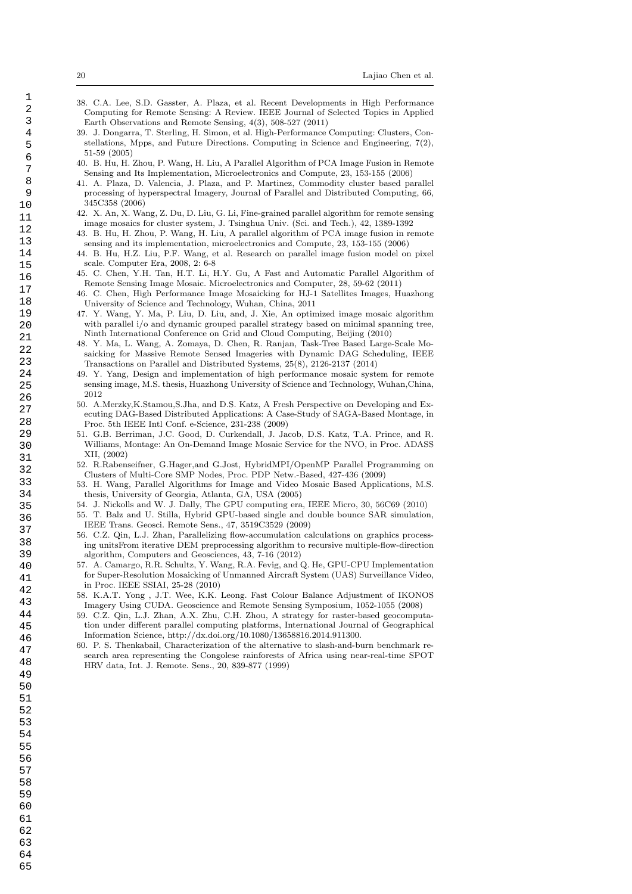38. C.A. Lee, S.D. Gasster, A. Plaza, et al. Recent Developments in High Performance Computing for Remote Sensing: A Review. IEEE Journal of Selected Topics in Applied Earth Observations and Remote Sensing, 4(3), 508-527 (2011)
39. J. Dongarra, T. Sterling, H. Simon, et al. High-Performance Computing: Clusters, Constellations, Mpps, and Future Directions. Computing in Science and Engineering, 7(2), 51-59 (2005)
40. B. Hu, H. Zhou, P. Wang, H. Liu, A Parallel Algorithm of PCA Image Fusion in Remote Sensing and Its Implementation, Microelectronics and Compute, 23, 153-155 (2006)
41. A. Plaza, D. Valencia, J. Plaza, and P. Martinez, Commodity cluster based parallel processing of hyperspectral Imagery, Journal of Parallel and Distributed Computing, 66, 345C358 (2006)
42. X. An, X. Wang, Z. Du, D. Liu, G. Li, Fine-grained parallel algorithm for remote sensing image mosaics for cluster system, J. Tsinghua Univ. (Sci. and Tech.), 42, 1389-1392
43. B. Hu, H. Zhou, P. Wang, H. Liu, A parallel algorithm of PCA image fusion in remote sensing and its implementation, microelectronics and Compute, 23, 153-155 (2006)
44. B. Hu, H.Z. Liu, P.F. Wang, et al. Research on parallel image fusion model on pixel scale. Computer Era, 2008, 2: 6-8
45. C. Chen, Y.H. Tan, H.T. Li, H.Y. Gu, A Fast and Automatic Parallel Algorithm of Remote Sensing Image Mosaic. Microelectronics and Computer, 28, 59-62 (2011)
46. C. Chen, High Performance Image Mosaicking for HJ-1 Satellites Images, Huazhong University of Science and Technology, Wuhan, China, 2011
47. Y. Wang, Y. Ma, P. Liu, D. Liu, and, J. Xie, An optimized image mosaic algorithm with parallel i/o and dynamic grouped parallel strategy based on minimal spanning tree, Ninth International Conference on Grid and Cloud Computing, Beijing (2010)
48. Y. Ma, L. Wang, A. Zomaya, D. Chen, R. Ranjan, Task-Tree Based Large-Scale Mosaicking for Massive Remote Sensed Imageries with Dynamic DAG Scheduling, IEEE Transactions on Parallel and Distributed Systems, 25(8), 2126-2137 (2014)
49. Y. Yang, Design and implementation of high performance mosaic system for remote sensing image, M.S. thesis, Huazhong University of Science and Technology, Wuhan,China, 2012
50. A.Merzky,K.Stamou,S.Jha, and D.S. Katz, A Fresh Perspective on Developing and Executing DAG-Based Distributed Applications: A Case-Study of SAGA-Based Montage, in Proc. 5th IEEE Intl Conf. e-Science, 231-238 (2009)
51. G.B. Berriman, J.C. Good, D. Curkendall, J. Jacob, D.S. Katz, T.A. Prince, and R. Williams, Montage: An On-Demand Image Mosaic Service for the NVO, in Proc. ADASS XII, (2002)
52. R.Rabenseifner, G.Hager,and G.Jost, HybridMPI/OpenMP Parallel Programming on Clusters of Multi-Core SMP Nodes, Proc. PDP Netw.-Based, 427-436 (2009)
53. H. Wang, Parallel Algorithms for Image and Video Mosaic Based Applications, M.S. thesis, University of Georgia, Atlanta, GA, USA (2005)
54. J. Nickolls and W. J. Dally, The GPU computing era, IEEE Micro, 30, 56C69 (2010)
55. T. Balz and U. Stilla, Hybrid GPU-based single and double bounce SAR simulation, IEEE Trans. Geosci. Remote Sens., 47, 3519C3529 (2009)
56. C.Z. Qin, L.J. Zhan, Parallelizing flow-accumulation calculations on graphics processing unitsFrom iterative DEM preprocessing algorithm to recursive multiple-flow-direction algorithm, Computers and Geosciences, 43, 7-16 (2012)
57. A. Camargo, R.R. Schultz, Y. Wang, R.A. Fevig, and Q. He, GPU-CPU Implementation for Super-Resolution Mosaicking of Unmanned Aircraft System (UAS) Surveillance Video, in Proc. IEEE SSIAI, 25-28 (2010)
58. K.A.T. Yong , J.T. Wee, K.K. Leong. Fast Colour Balance Adjustment of IKONOS Imagery Using CUDA. Geoscience and Remote Sensing Symposium, 1052-1055 (2008)
59. C.Z. Qin, L.J. Zhan, A.X. Zhu, C.H. Zhou, A strategy for raster-based geocomputation under different parallel computing platforms, International Journal of Geographical Information Science, http://dx.doi.org/10.1080/13658816.2014.911300.
60. P. S. Thenkabail, Characterization of the alternative to slash-and-burn benchmark research area representing the Congolese rainforests of Africa using near-real-time SPOT HRV data, Int. J. Remote. Sens., 20, 839-877 (1999)